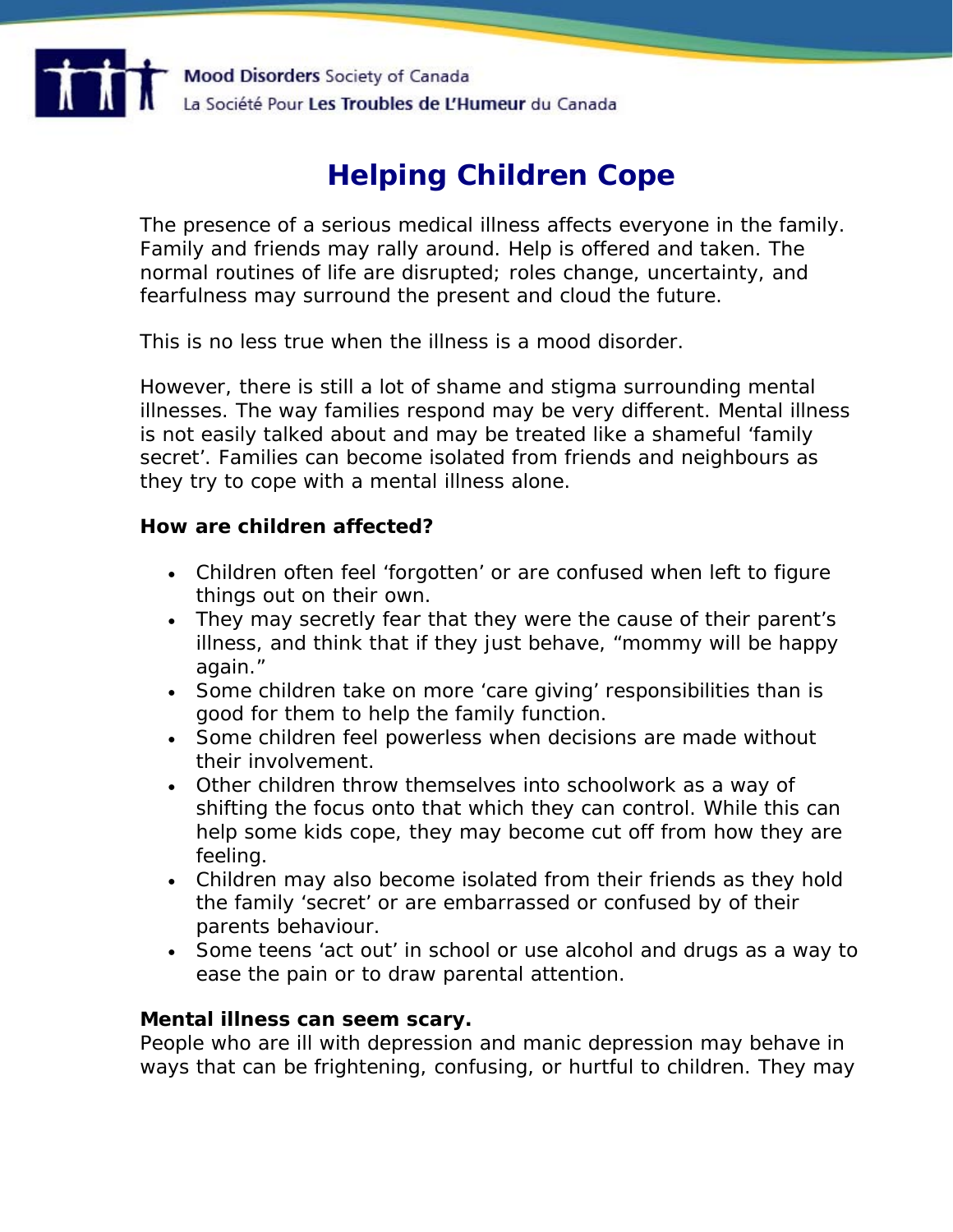Mood Disorders Society of Canada
La Société Pour Les Troubles de L'Humeur du Canada

# Helping Children Cope

The presence of a serious medical illness affects everyone in the family. Family and friends may rally around. Help is offered and taken. The normal routines of life are disrupted; roles change, uncertainty, and fearfulness may surround the present and cloud the future.

This is no less true when the illness is a mood disorder.

However, there is still a lot of shame and stigma surrounding mental illnesses. The way families respond may be very different. Mental illness is not easily talked about and may be treated like a shameful 'family secret'. Families can become isolated from friends and neighbours as they try to cope with a mental illness alone.

**How are children affected?**

- Children often feel 'forgotten' or are confused when left to figure things out on their own.
- They may secretly fear that they were the cause of their parent's illness, and think that if they just behave, "mommy will be happy again."
- Some children take on more 'care giving' responsibilities than is good for them to help the family function.
- Some children feel powerless when decisions are made without their involvement.
- Other children throw themselves into schoolwork as a way of shifting the focus onto that which they can control. While this can help some kids cope, they may become cut off from how they are feeling.
- Children may also become isolated from their friends as they hold the family 'secret' or are embarrassed or confused by of their parents behaviour.
- Some teens 'act out' in school or use alcohol and drugs as a way to ease the pain or to draw parental attention.

**Mental illness can seem scary.**
People who are ill with depression and manic depression may behave in ways that can be frightening, confusing, or hurtful to children. They may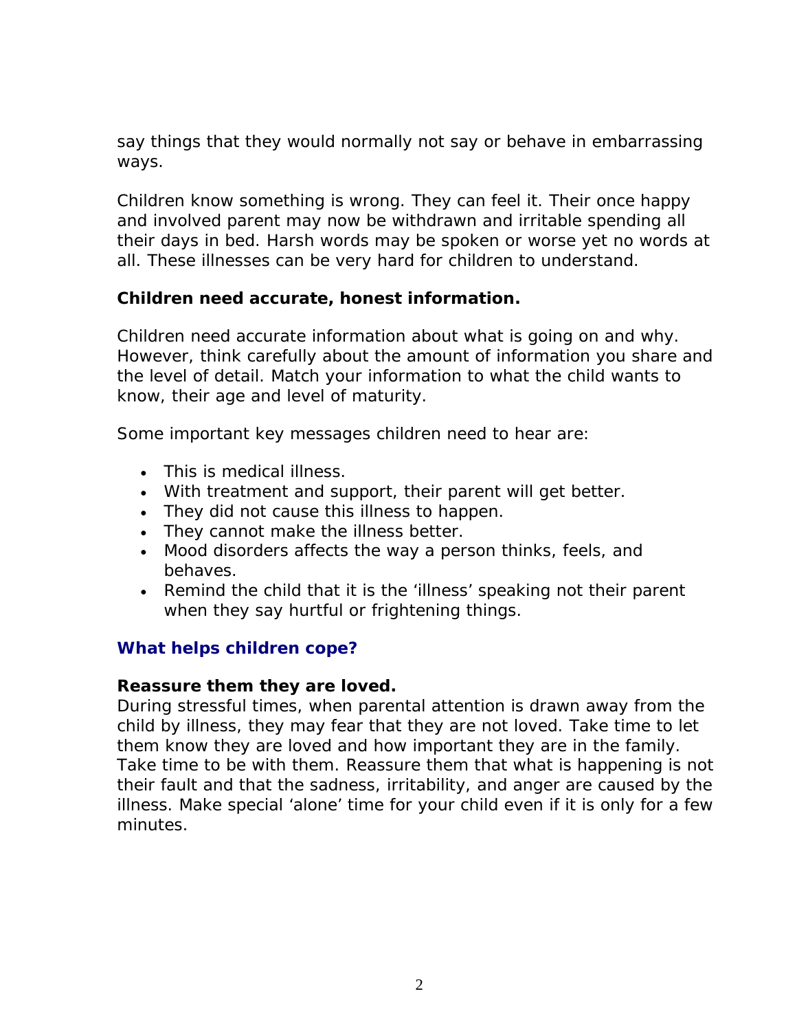say things that they would normally not say or behave in embarrassing ways.

Children know something is wrong. They can feel it. Their once happy and involved parent may now be withdrawn and irritable spending all their days in bed. Harsh words may be spoken or worse yet no words at all. These illnesses can be very hard for children to understand.

**Children need accurate, honest information.**

Children need accurate information about what is going on and why. However, think carefully about the amount of information you share and the level of detail. Match your information to what the child wants to know, their age and level of maturity.

Some important key messages children need to hear are:

- This is medical illness.
- With treatment and support, their parent will get better.
- They did not cause this illness to happen.
- They cannot make the illness better.
- Mood disorders affects the way a person thinks, feels, and behaves.
- Remind the child that it is the 'illness' speaking not their parent when they say hurtful or frightening things.

## What helps children cope?

**Reassure them they are loved.**
During stressful times, when parental attention is drawn away from the child by illness, they may fear that they are not loved. Take time to let them know they are loved and how important they are in the family. Take time to be with them. Reassure them that what is happening is not their fault and that the sadness, irritability, and anger are caused by the illness. Make special 'alone' time for your child even if it is only for a few minutes.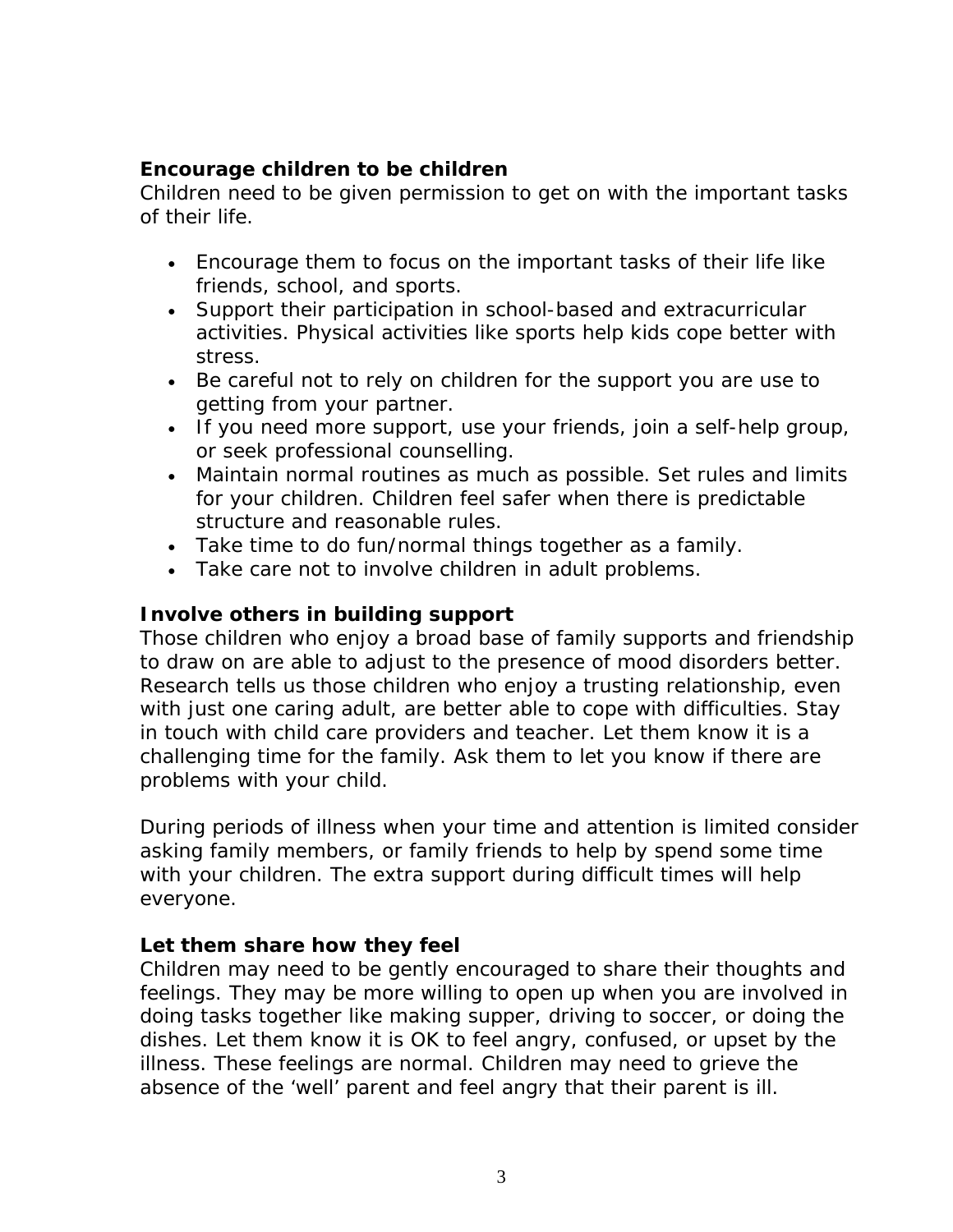**Encourage children to be children**

Children need to be given permission to get on with the important tasks of their life.

- Encourage them to focus on the important tasks of their life like friends, school, and sports.
- Support their participation in school-based and extracurricular activities. Physical activities like sports help kids cope better with stress.
- Be careful not to rely on children for the support you are use to getting from your partner.
- If you need more support, use your friends, join a self-help group, or seek professional counselling.
- Maintain normal routines as much as possible. Set rules and limits for your children. Children feel safer when there is predictable structure and reasonable rules.
- Take time to do fun/normal things together as a family.
- Take care not to involve children in adult problems.

**Involve others in building support**

Those children who enjoy a broad base of family supports and friendship to draw on are able to adjust to the presence of mood disorders better. Research tells us those children who enjoy a trusting relationship, even with just one caring adult, are better able to cope with difficulties. Stay in touch with child care providers and teacher. Let them know it is a challenging time for the family. Ask them to let you know if there are problems with your child.

During periods of illness when your time and attention is limited consider asking family members, or family friends to help by spend some time with your children. The extra support during difficult times will help everyone.

**Let them share how they feel**

Children may need to be gently encouraged to share their thoughts and feelings. They may be more willing to open up when you are involved in doing tasks together like making supper, driving to soccer, or doing the dishes. Let them know it is OK to feel angry, confused, or upset by the illness. These feelings are normal. Children may need to grieve the absence of the 'well' parent and feel angry that their parent is ill.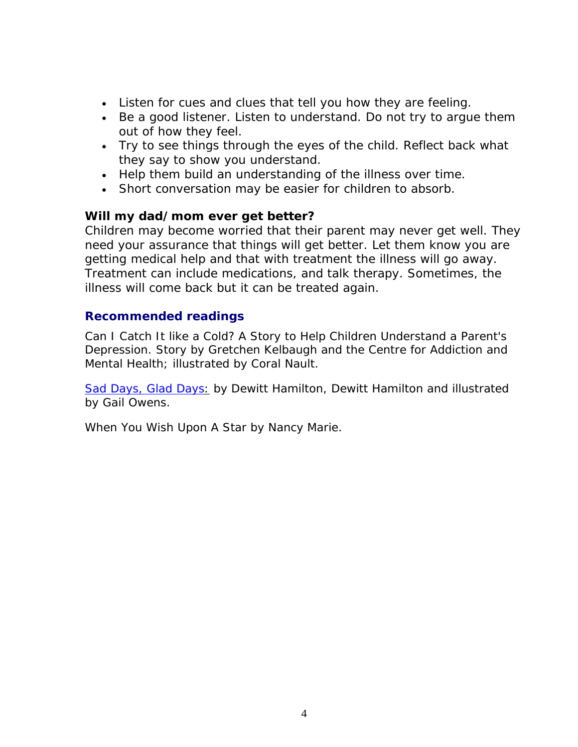- Listen for cues and clues that tell you how they are feeling.
- Be a good listener. Listen to understand. Do not try to argue them out of how they feel.
- Try to see things through the eyes of the child. Reflect back what they say to show you understand.
- Help them build an understanding of the illness over time.
- Short conversation may be easier for children to absorb.

**Will my dad/mom ever get better?**
Children may become worried that their parent may never get well. They need your assurance that things will get better. Let them know you are getting medical help and that with treatment the illness will go away. Treatment can include medications, and talk therapy. Sometimes, the illness will come back but it can be treated again.

## Recommended readings

Can I Catch It like a Cold? A Story to Help Children Understand a Parent's Depression. Story by Gretchen Kelbaugh and the Centre for Addiction and Mental Health; illustrated by Coral Nault.

Sad Days, Glad Days: by Dewitt Hamilton, Dewitt Hamilton and illustrated by Gail Owens.

When You Wish Upon A Star by Nancy Marie.